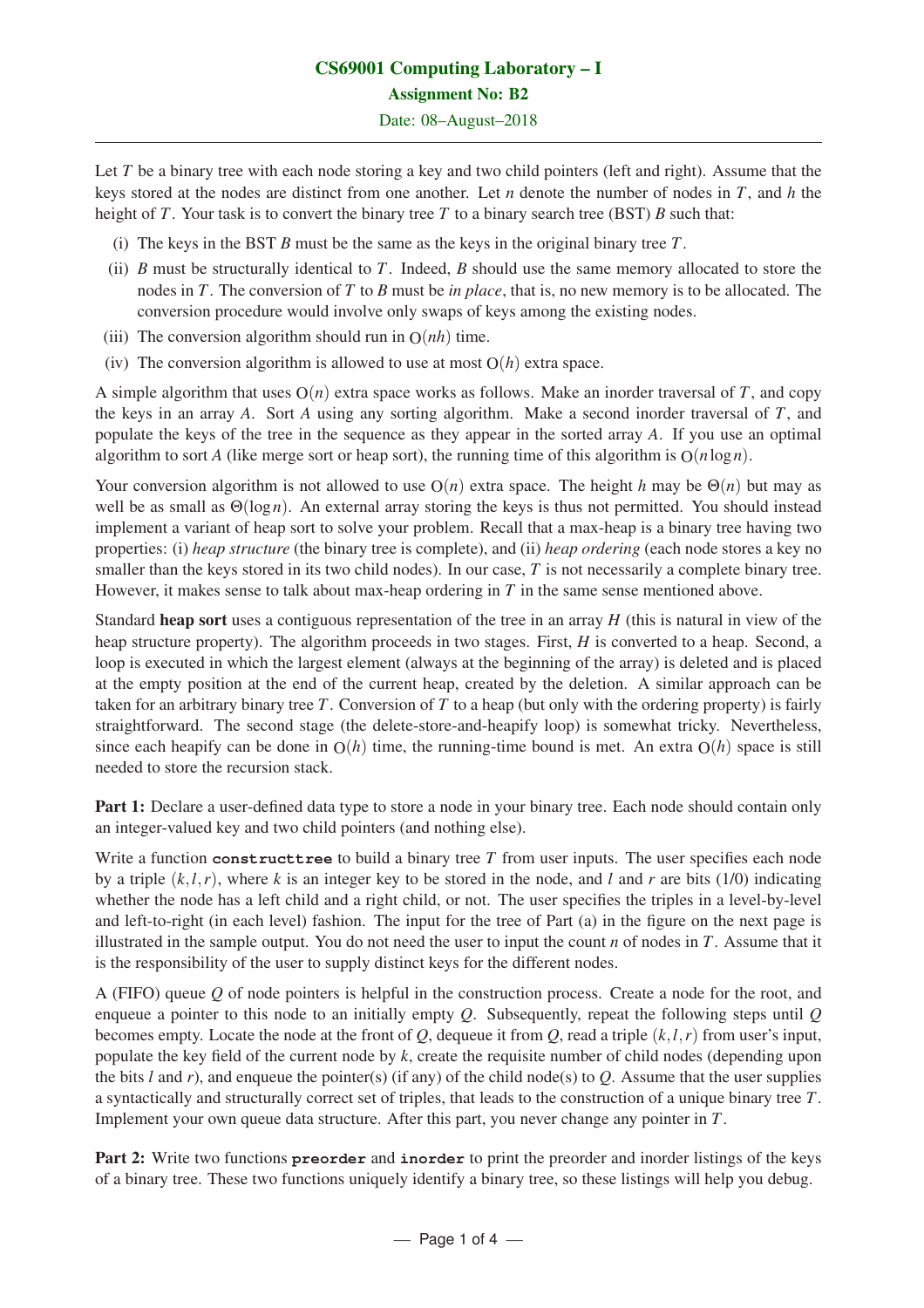# CS69001 Computing Laboratory – I

## Assignment No: B2

Date: 08–August–2018

---

Let $T$ be a binary tree with each node storing a key and two child pointers (left and right). Assume that the keys stored at the nodes are distinct from one another. Let $n$ denote the number of nodes in $T$, and $h$ the height of $T$. Your task is to convert the binary tree $T$ to a binary search tree (BST) $B$ such that:

- (i) The keys in the BST $B$ must be the same as the keys in the original binary tree $T$.
- (ii) $B$ must be structurally identical to $T$. Indeed, $B$ should use the same memory allocated to store the nodes in $T$. The conversion of $T$ to $B$ must be *in place*, that is, no new memory is to be allocated. The conversion procedure would involve only swaps of keys among the existing nodes.
- (iii) The conversion algorithm should run in $O(nh)$ time.
- (iv) The conversion algorithm is allowed to use at most $O(h)$ extra space.

A simple algorithm that uses $O(n)$ extra space works as follows. Make an inorder traversal of $T$, and copy the keys in an array $A$. Sort $A$ using any sorting algorithm. Make a second inorder traversal of $T$, and populate the keys of the tree in the sequence as they appear in the sorted array $A$. If you use an optimal algorithm to sort $A$ (like merge sort or heap sort), the running time of this algorithm is $O(n \log n)$.

Your conversion algorithm is not allowed to use $O(n)$ extra space. The height $h$ may be $\Theta(n)$ but may as well be as small as $\Theta(\log n)$. An external array storing the keys is thus not permitted. You should instead implement a variant of heap sort to solve your problem. Recall that a max-heap is a binary tree having two properties: (i) *heap structure* (the binary tree is complete), and (ii) *heap ordering* (each node stores a key no smaller than the keys stored in its two child nodes). In our case, $T$ is not necessarily a complete binary tree. However, it makes sense to talk about max-heap ordering in $T$ in the same sense mentioned above.

Standard **heap sort** uses a contiguous representation of the tree in an array $H$ (this is natural in view of the heap structure property). The algorithm proceeds in two stages. First, $H$ is converted to a heap. Second, a loop is executed in which the largest element (always at the beginning of the array) is deleted and is placed at the empty position at the end of the current heap, created by the deletion. A similar approach can be taken for an arbitrary binary tree $T$. Conversion of $T$ to a heap (but only with the ordering property) is fairly straightforward. The second stage (the delete-store-and-heapify loop) is somewhat tricky. Nevertheless, since each heapify can be done in $O(h)$ time, the running-time bound is met. An extra $O(h)$ space is still needed to store the recursion stack.

**Part 1:** Declare a user-defined data type to store a node in your binary tree. Each node should contain only an integer-valued key and two child pointers (and nothing else).

Write a function **constructtree** to build a binary tree $T$ from user inputs. The user specifies each node by a triple $(k, l, r)$, where $k$ is an integer key to be stored in the node, and $l$ and $r$ are bits (1/0) indicating whether the node has a left child and a right child, or not. The user specifies the triples in a level-by-level and left-to-right (in each level) fashion. The input for the tree of Part (a) in the figure on the next page is illustrated in the sample output. You do not need the user to input the count $n$ of nodes in $T$. Assume that it is the responsibility of the user to supply distinct keys for the different nodes.

A (FIFO) queue $Q$ of node pointers is helpful in the construction process. Create a node for the root, and enqueue a pointer to this node to an initially empty $Q$. Subsequently, repeat the following steps until $Q$ becomes empty. Locate the node at the front of $Q$, dequeue it from $Q$, read a triple $(k, l, r)$ from user's input, populate the key field of the current node by $k$, create the requisite number of child nodes (depending upon the bits $l$ and $r$), and enqueue the pointer(s) (if any) of the child node(s) to $Q$. Assume that the user supplies a syntactically and structurally correct set of triples, that leads to the construction of a unique binary tree $T$. Implement your own queue data structure. After this part, you never change any pointer in $T$.

**Part 2:** Write two functions **preorder** and **inorder** to print the preorder and inorder listings of the keys of a binary tree. These two functions uniquely identify a binary tree, so these listings will help you debug.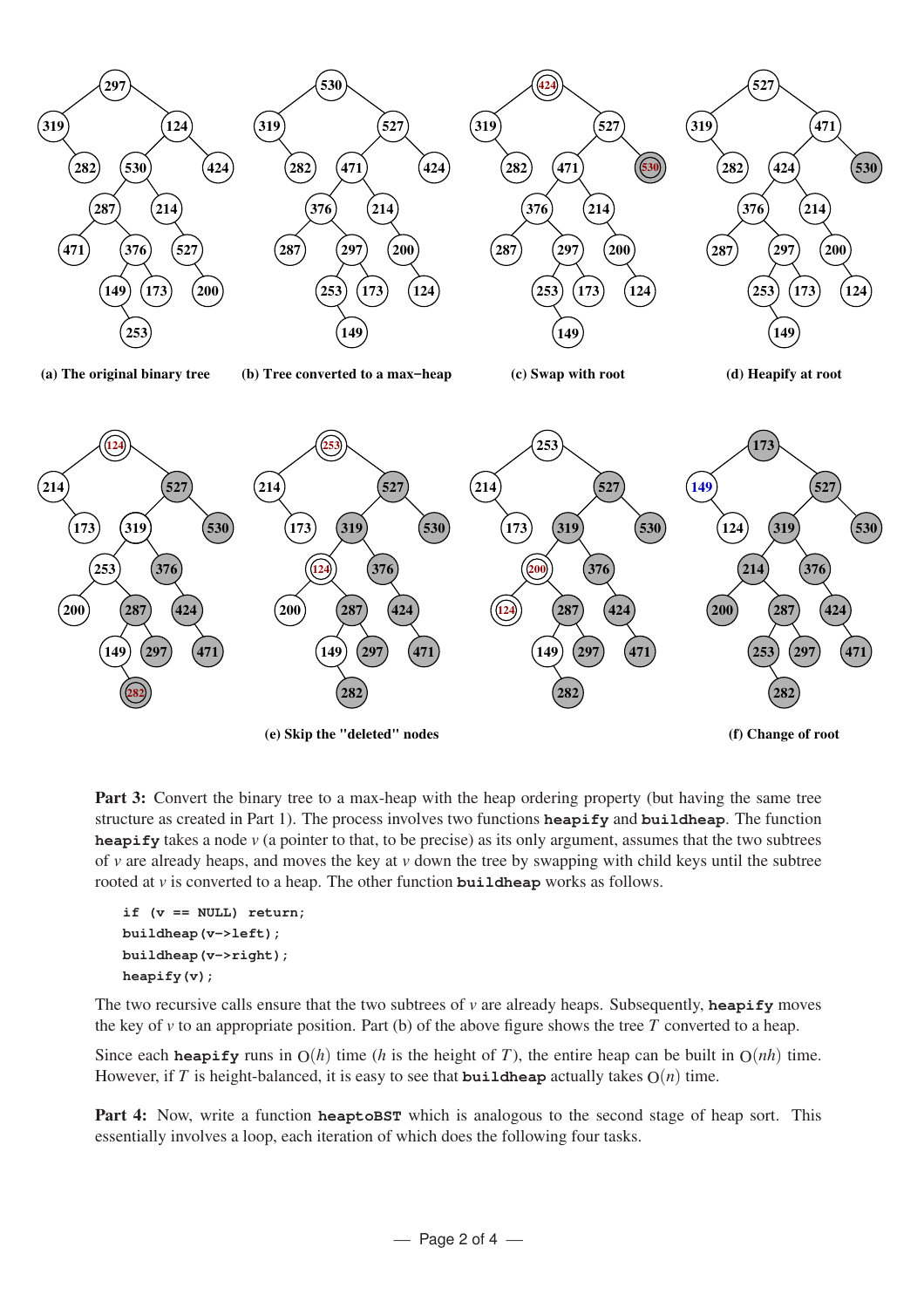(a) The original binary tree

(b) Tree converted to a max−heap

(c) Swap with root

(d) Heapify at root

(e) Skip the "deleted" nodes

(f) Change of root

**Part 3:** Convert the binary tree to a max-heap with the heap ordering property (but having the same tree structure as created in Part 1). The process involves two functions **heapify** and **buildheap**. The function **heapify** takes a node $v$ (a pointer to that, to be precise) as its only argument, assumes that the two subtrees of $v$ are already heaps, and moves the key at $v$ down the tree by swapping with child keys until the subtree rooted at $v$ is converted to a heap. The other function **buildheap** works as follows.

```
if (v == NULL) return;
buildheap(v->left);
buildheap(v->right);
heapify(v);
```

The two recursive calls ensure that the two subtrees of $v$ are already heaps. Subsequently, **heapify** moves the key of $v$ to an appropriate position. Part (b) of the above figure shows the tree $T$ converted to a heap.

Since each **heapify** runs in $O(h)$ time ($h$ is the height of $T$), the entire heap can be built in $O(nh)$ time. However, if $T$ is height-balanced, it is easy to see that **buildheap** actually takes $O(n)$ time.

**Part 4:** Now, write a function **heaptoBST** which is analogous to the second stage of heap sort. This essentially involves a loop, each iteration of which does the following four tasks.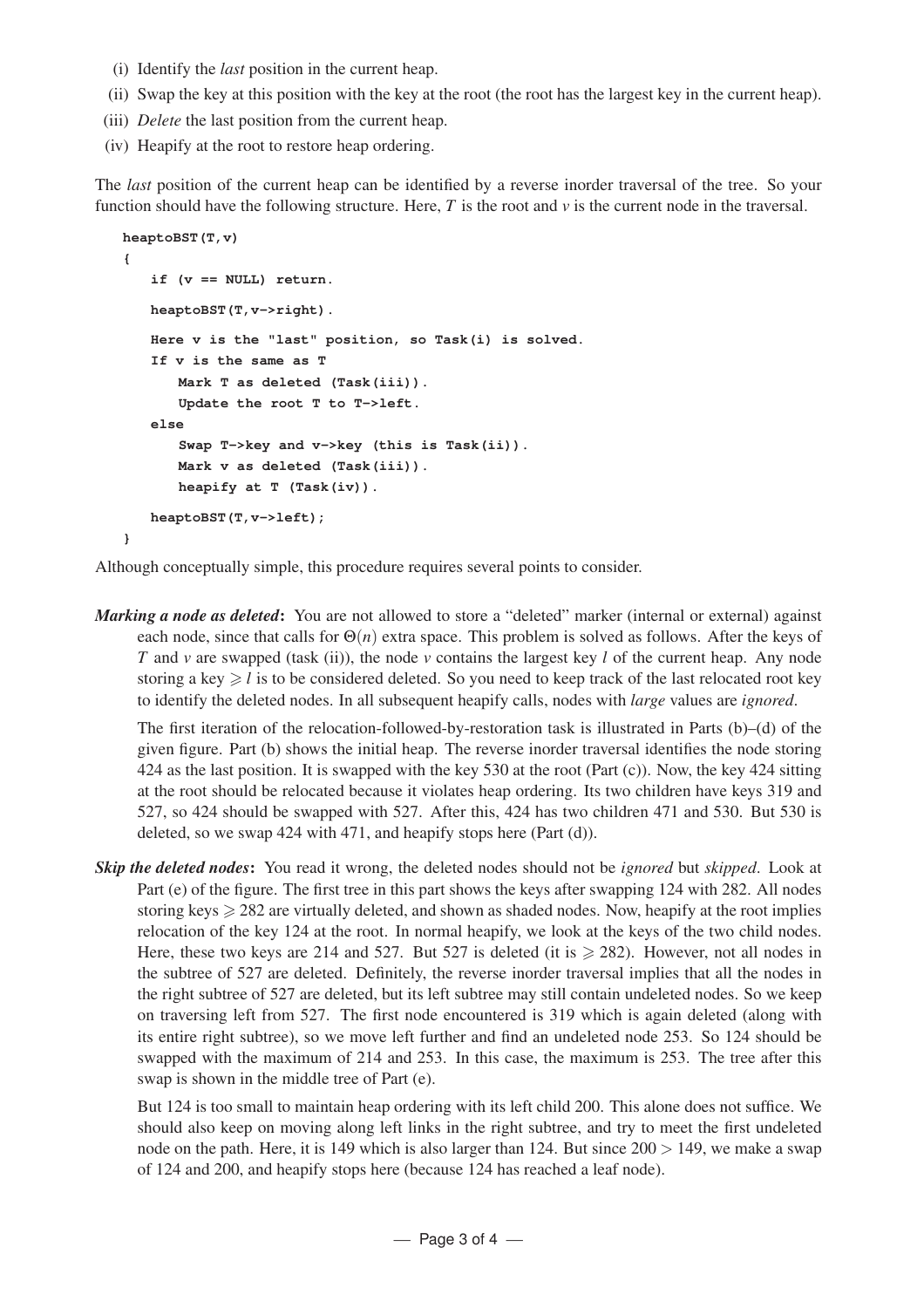(i) Identify the *last* position in the current heap.

(ii) Swap the key at this position with the key at the root (the root has the largest key in the current heap).

(iii) *Delete* the last position from the current heap.

(iv) Heapify at the root to restore heap ordering.

The *last* position of the current heap can be identified by a reverse inorder traversal of the tree. So your function should have the following structure. Here, $T$ is the root and $v$ is the current node in the traversal.

```
heaptoBST(T,v)
{
   if (v == NULL) return.
   heaptoBST(T,v->right).
   Here v is the "last" position, so Task(i) is solved.
   If v is the same as T
      Mark T as deleted (Task(iii)).
      Update the root T to T->left.
   else
      Swap T->key and v->key (this is Task(ii)).
      Mark v as deleted (Task(iii)).
      heapify at T (Task(iv)).
   heaptoBST(T,v->left);
}
```

Although conceptually simple, this procedure requires several points to consider.

***Marking a node as deleted*:** You are not allowed to store a "deleted" marker (internal or external) against each node, since that calls for $\Theta(n)$ extra space. This problem is solved as follows. After the keys of $T$ and $v$ are swapped (task (ii)), the node $v$ contains the largest key $l$ of the current heap. Any node storing a key $\geqslant l$ is to be considered deleted. So you need to keep track of the last relocated root key to identify the deleted nodes. In all subsequent heapify calls, nodes with *large* values are *ignored*.

The first iteration of the relocation-followed-by-restoration task is illustrated in Parts (b)–(d) of the given figure. Part (b) shows the initial heap. The reverse inorder traversal identifies the node storing 424 as the last position. It is swapped with the key 530 at the root (Part (c)). Now, the key 424 sitting at the root should be relocated because it violates heap ordering. Its two children have keys 319 and 527, so 424 should be swapped with 527. After this, 424 has two children 471 and 530. But 530 is deleted, so we swap 424 with 471, and heapify stops here (Part (d)).

***Skip the deleted nodes*:** You read it wrong, the deleted nodes should not be *ignored* but *skipped*. Look at Part (e) of the figure. The first tree in this part shows the keys after swapping 124 with 282. All nodes storing keys $\geqslant 282$ are virtually deleted, and shown as shaded nodes. Now, heapify at the root implies relocation of the key 124 at the root. In normal heapify, we look at the keys of the two child nodes. Here, these two keys are 214 and 527. But 527 is deleted (it is $\geqslant 282$). However, not all nodes in the subtree of 527 are deleted. Definitely, the reverse inorder traversal implies that all the nodes in the right subtree of 527 are deleted, but its left subtree may still contain undeleted nodes. So we keep on traversing left from 527. The first node encountered is 319 which is again deleted (along with its entire right subtree), so we move left further and find an undeleted node 253. So 124 should be swapped with the maximum of 214 and 253. In this case, the maximum is 253. The tree after this swap is shown in the middle tree of Part (e).

But 124 is too small to maintain heap ordering with its left child 200. This alone does not suffice. We should also keep on moving along left links in the right subtree, and try to meet the first undeleted node on the path. Here, it is 149 which is also larger than 124. But since $200 > 149$, we make a swap of 124 and 200, and heapify stops here (because 124 has reached a leaf node).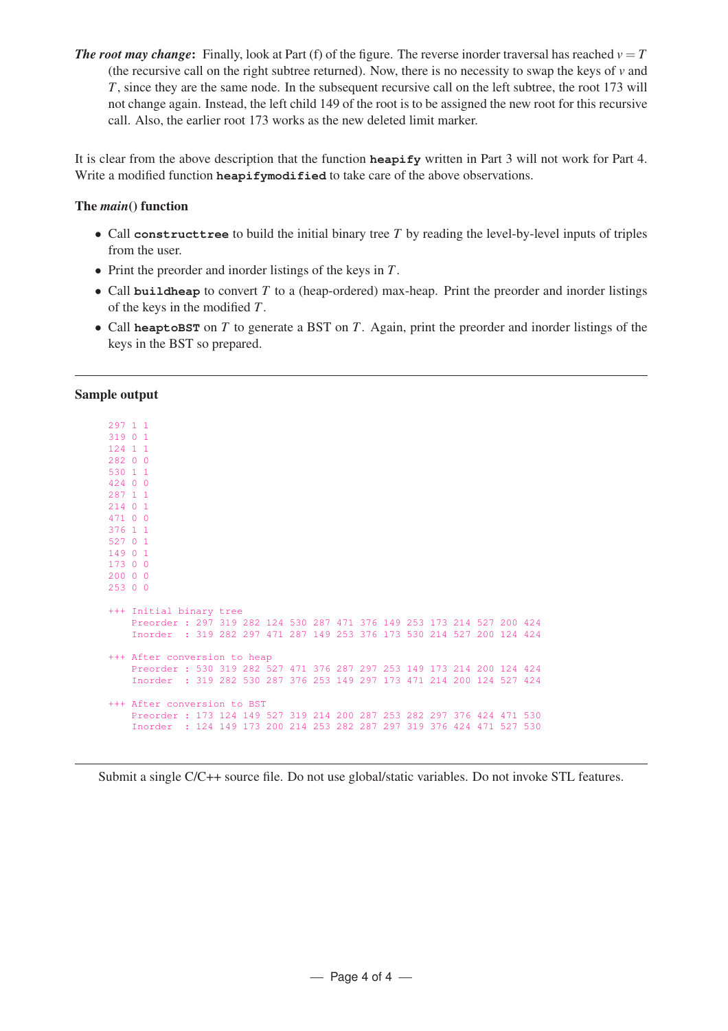***The root may change*:** Finally, look at Part (f) of the figure. The reverse inorder traversal has reached $v = T$ (the recursive call on the right subtree returned). Now, there is no necessity to swap the keys of $v$ and $T$, since they are the same node. In the subsequent recursive call on the left subtree, the root 173 will not change again. Instead, the left child 149 of the root is to be assigned the new root for this recursive call. Also, the earlier root 173 works as the new deleted limit marker.

It is clear from the above description that the function **heapify** written in Part 3 will not work for Part 4. Write a modified function **heapifymodified** to take care of the above observations.

**The *main*() function**

- Call **constructtree** to build the initial binary tree $T$ by reading the level-by-level inputs of triples from the user.
- Print the preorder and inorder listings of the keys in $T$.
- Call **buildheap** to convert $T$ to a (heap-ordered) max-heap. Print the preorder and inorder listings of the keys in the modified $T$.
- Call **heaptoBST** on $T$ to generate a BST on $T$. Again, print the preorder and inorder listings of the keys in the BST so prepared.

---

**Sample output**

```
297 1 1
319 0 1
124 1 1
282 0 0
530 1 1
424 0 0
287 1 1
214 0 1
471 0 0
376 1 1
527 0 1
149 0 1
173 0 0
200 0 0
253 0 0

+++ Initial binary tree
    Preorder : 297 319 282 124 530 287 471 376 149 253 173 214 527 200 424
    Inorder  : 319 282 297 471 287 149 253 376 173 530 214 527 200 124 424

+++ After conversion to heap
    Preorder : 530 319 282 527 471 376 287 297 253 149 173 214 200 124 424
    Inorder  : 319 282 530 287 376 253 149 297 173 471 214 200 124 527 424

+++ After conversion to BST
    Preorder : 173 124 149 527 319 214 200 287 253 282 297 376 424 471 530
    Inorder  : 124 149 173 200 214 253 282 287 297 319 376 424 471 527 530
```

---

Submit a single C/C++ source file. Do not use global/static variables. Do not invoke STL features.